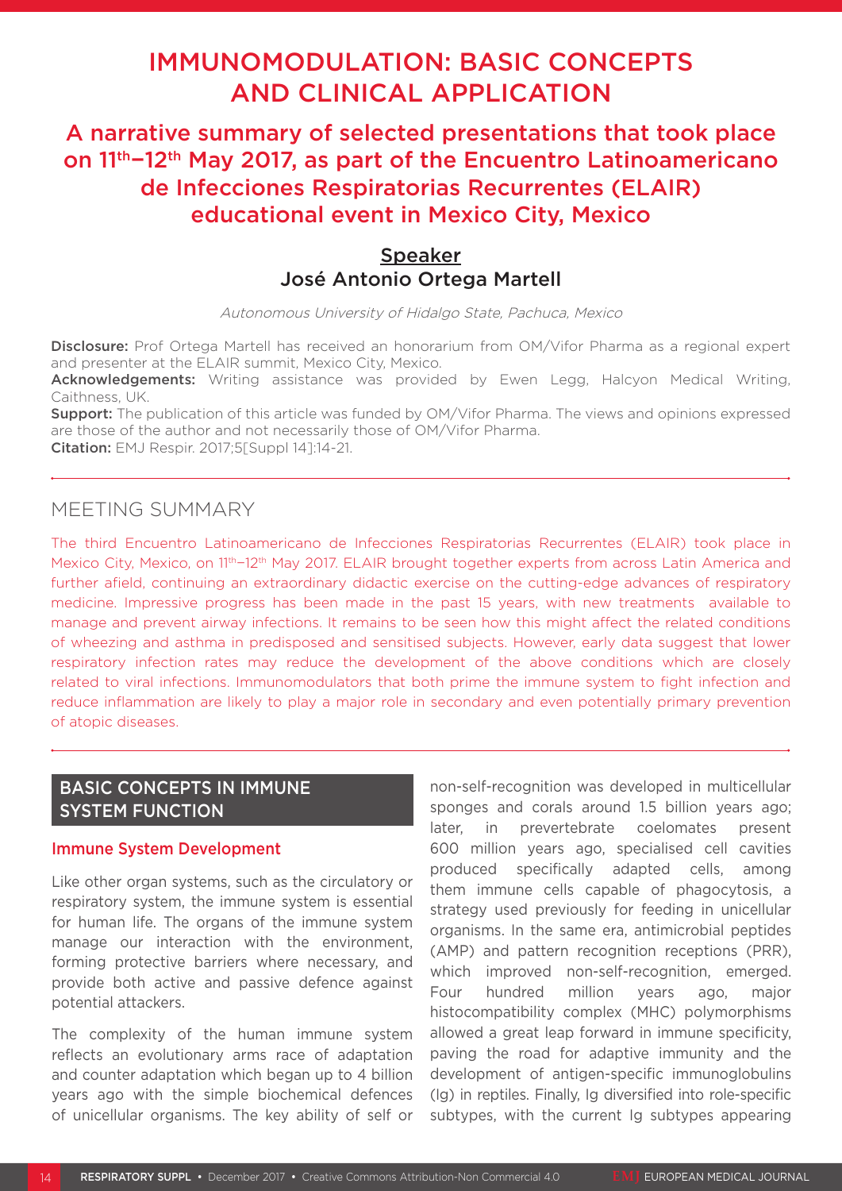# IMMUNOMODULATION: BASIC CONCEPTS AND CLINICAL APPLICATION

## A narrative summary of selected presentations that took place on 11th–12th May 2017, as part of the Encuentro Latinoamericano de Infecciones Respiratorias Recurrentes (ELAIR) educational event in Mexico City, Mexico

**Speaker**

**José Antonio Ortega Martell**

*Autonomous University of Hidalgo State, Pachuca, Mexico*

**Disclosure:** Prof Ortega Martell has received an honorarium from OM/Vifor Pharma as a regional expert and presenter at the ELAIR summit, Mexico City, Mexico.

**Acknowledgements:** Writing assistance was provided by Ewen Legg, Halcyon Medical Writing, Caithness, UK.

**Support:** The publication of this article was funded by OM/Vifor Pharma. The views and opinions expressed are those of the author and not necessarily those of OM/Vifor Pharma.

**Citation:** EMJ Respir. 2017;5[Suppl 14]:14-21.

## MEETING SUMMARY

The third Encuentro Latinoamericano de Infecciones Respiratorias Recurrentes (ELAIR) took place in Mexico City, Mexico, on 11th–12th May 2017. ELAIR brought together experts from across Latin America and further afield, continuing an extraordinary didactic exercise on the cutting-edge advances of respiratory medicine. Impressive progress has been made in the past 15 years, with new treatments available to manage and prevent airway infections. It remains to be seen how this might affect the related conditions of wheezing and asthma in predisposed and sensitised subjects. However, early data suggest that lower respiratory infection rates may reduce the development of the above conditions which are closely related to viral infections. Immunomodulators that both prime the immune system to fight infection and reduce inflammation are likely to play a major role in secondary and even potentially primary prevention of atopic diseases.

## BASIC CONCEPTS IN IMMUNE SYSTEM FUNCTION

### Immune System Development

Like other organ systems, such as the circulatory or respiratory system, the immune system is essential for human life. The organs of the immune system manage our interaction with the environment, forming protective barriers where necessary, and provide both active and passive defence against potential attackers.

The complexity of the human immune system reflects an evolutionary arms race of adaptation and counter adaptation which began up to 4 billion years ago with the simple biochemical defences of unicellular organisms. The key ability of self or non-self-recognition was developed in multicellular sponges and corals around 1.5 billion years ago; later, in prevertebrate coelomates present 600 million years ago, specialised cell cavities produced specifically adapted cells, among them immune cells capable of phagocytosis, a strategy used previously for feeding in unicellular organisms. In the same era, antimicrobial peptides (AMP) and pattern recognition receptions (PRR), which improved non-self-recognition, emerged. Four hundred million years ago, major histocompatibility complex (MHC) polymorphisms allowed a great leap forward in immune specificity, paving the road for adaptive immunity and the development of antigen-specific immunoglobulins (Ig) in reptiles. Finally, Ig diversified into role-specific subtypes, with the current Ig subtypes appearing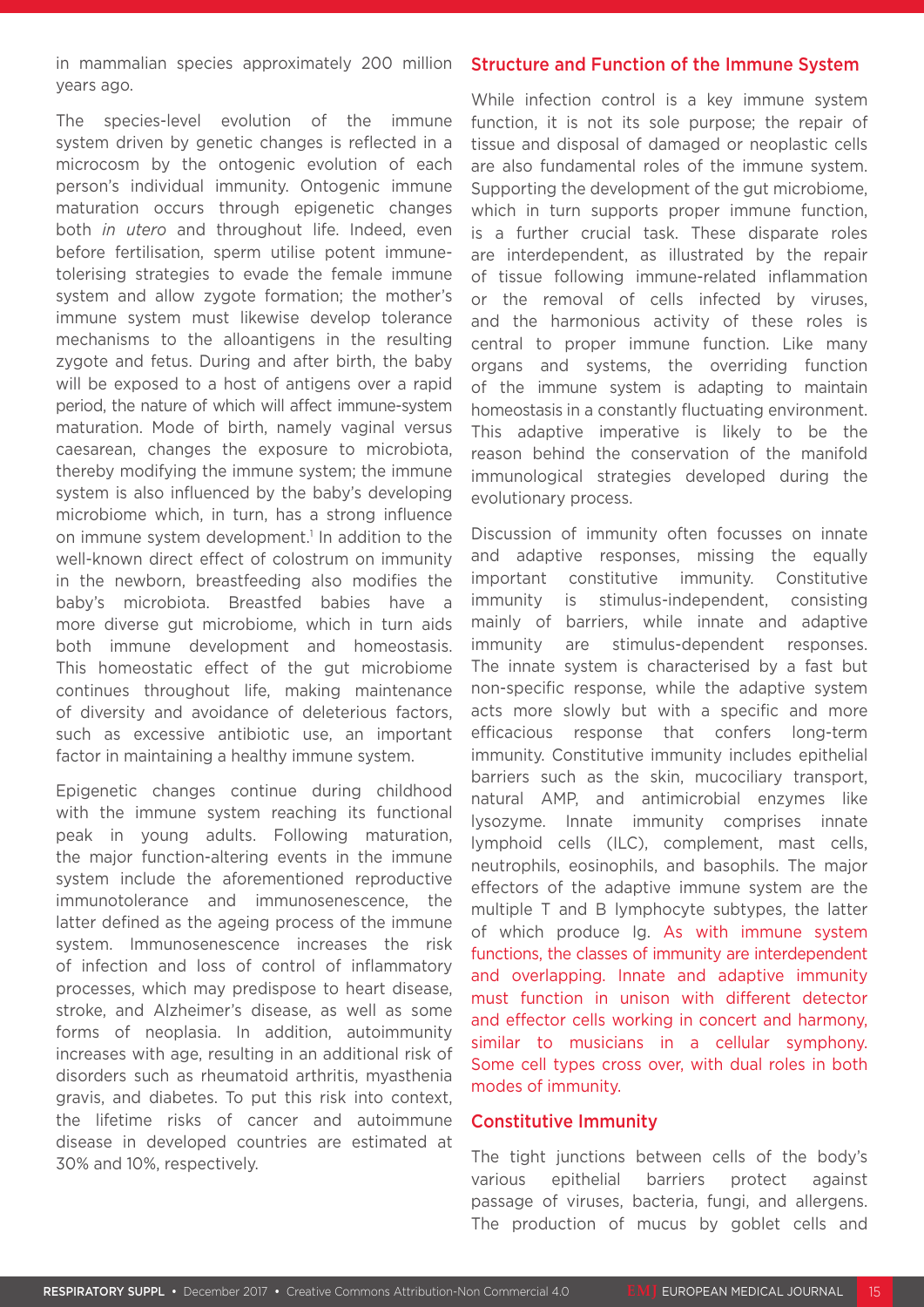in mammalian species approximately 200 million years ago.

The species-level evolution of the immune system driven by genetic changes is reflected in a microcosm by the ontogenic evolution of each person's individual immunity. Ontogenic immune maturation occurs through epigenetic changes both *in utero* and throughout life. Indeed, even before fertilisation, sperm utilise potent immune-tolerising strategies to evade the female immune system and allow zygote formation; the mother's immune system must likewise develop tolerance mechanisms to the alloantigens in the resulting zygote and fetus. During and after birth, the baby will be exposed to a host of antigens over a rapid period, the nature of which will affect immune-system maturation. Mode of birth, namely vaginal versus caesarean, changes the exposure to microbiota, thereby modifying the immune system; the immune system is also influenced by the baby's developing microbiome which, in turn, has a strong influence on immune system development.[1] In addition to the well-known direct effect of colostrum on immunity in the newborn, breastfeeding also modifies the baby's microbiota. Breastfed babies have a more diverse gut microbiome, which in turn aids both immune development and homeostasis. This homeostatic effect of the gut microbiome continues throughout life, making maintenance of diversity and avoidance of deleterious factors, such as excessive antibiotic use, an important factor in maintaining a healthy immune system.

Epigenetic changes continue during childhood with the immune system reaching its functional peak in young adults. Following maturation, the major function-altering events in the immune system include the aforementioned reproductive immunotolerance and immunosenescence, the latter defined as the ageing process of the immune system. Immunosenescence increases the risk of infection and loss of control of inflammatory processes, which may predispose to heart disease, stroke, and Alzheimer's disease, as well as some forms of neoplasia. In addition, autoimmunity increases with age, resulting in an additional risk of disorders such as rheumatoid arthritis, myasthenia gravis, and diabetes. To put this risk into context, the lifetime risks of cancer and autoimmune disease in developed countries are estimated at 30% and 10%, respectively.

## Structure and Function of the Immune System

While infection control is a key immune system function, it is not its sole purpose; the repair of tissue and disposal of damaged or neoplastic cells are also fundamental roles of the immune system. Supporting the development of the gut microbiome, which in turn supports proper immune function, is a further crucial task. These disparate roles are interdependent, as illustrated by the repair of tissue following immune-related inflammation or the removal of cells infected by viruses, and the harmonious activity of these roles is central to proper immune function. Like many organs and systems, the overriding function of the immune system is adapting to maintain homeostasis in a constantly fluctuating environment. This adaptive imperative is likely to be the reason behind the conservation of the manifold immunological strategies developed during the evolutionary process.

Discussion of immunity often focusses on innate and adaptive responses, missing the equally important constitutive immunity. Constitutive immunity is stimulus-independent, consisting mainly of barriers, while innate and adaptive immunity are stimulus-dependent responses. The innate system is characterised by a fast but non-specific response, while the adaptive system acts more slowly but with a specific and more efficacious response that confers long-term immunity. Constitutive immunity includes epithelial barriers such as the skin, mucociliary transport, natural AMP, and antimicrobial enzymes like lysozyme. Innate immunity comprises innate lymphoid cells (ILC), complement, mast cells, neutrophils, eosinophils, and basophils. The major effectors of the adaptive immune system are the multiple T and B lymphocyte subtypes, the latter of which produce Ig. As with immune system functions, the classes of immunity are interdependent and overlapping. Innate and adaptive immunity must function in unison with different detector and effector cells working in concert and harmony, similar to musicians in a cellular symphony. Some cell types cross over, with dual roles in both modes of immunity.

## Constitutive Immunity

The tight junctions between cells of the body's various epithelial barriers protect against passage of viruses, bacteria, fungi, and allergens. The production of mucus by goblet cells and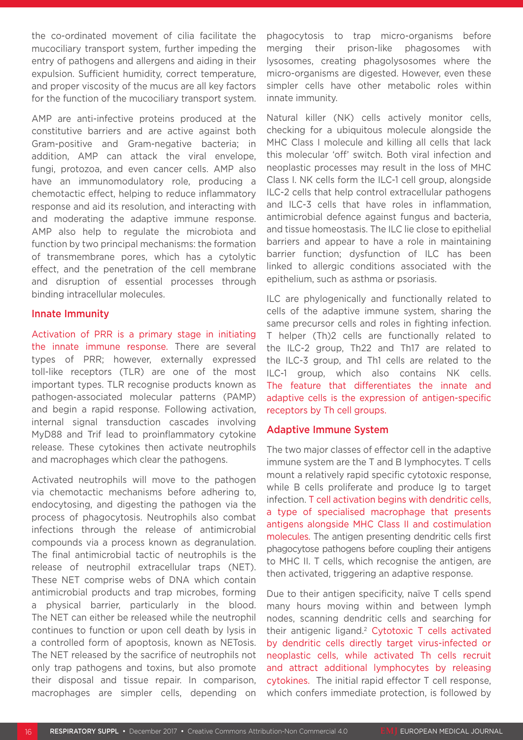the co-ordinated movement of cilia facilitate the mucociliary transport system, further impeding the entry of pathogens and allergens and aiding in their expulsion. Sufficient humidity, correct temperature, and proper viscosity of the mucus are all key factors for the function of the mucociliary transport system.

AMP are anti-infective proteins produced at the constitutive barriers and are active against both Gram-positive and Gram-negative bacteria; in addition, AMP can attack the viral envelope, fungi, protozoa, and even cancer cells. AMP also have an immunomodulatory role, producing a chemotactic effect, helping to reduce inflammatory response and aid its resolution, and interacting with and moderating the adaptive immune response. AMP also help to regulate the microbiota and function by two principal mechanisms: the formation of transmembrane pores, which has a cytolytic effect, and the penetration of the cell membrane and disruption of essential processes through binding intracellular molecules.

## Innate Immunity

Activation of PRR is a primary stage in initiating the innate immune response. There are several types of PRR; however, externally expressed toll-like receptors (TLR) are one of the most important types. TLR recognise products known as pathogen-associated molecular patterns (PAMP) and begin a rapid response. Following activation, internal signal transduction cascades involving MyD88 and Trif lead to proinflammatory cytokine release. These cytokines then activate neutrophils and macrophages which clear the pathogens.

Activated neutrophils will move to the pathogen via chemotactic mechanisms before adhering to, endocytosing, and digesting the pathogen via the process of phagocytosis. Neutrophils also combat infections through the release of antimicrobial compounds via a process known as degranulation. The final antimicrobial tactic of neutrophils is the release of neutrophil extracellular traps (NET). These NET comprise webs of DNA which contain antimicrobial products and trap microbes, forming a physical barrier, particularly in the blood. The NET can either be released while the neutrophil continues to function or upon cell death by lysis in a controlled form of apoptosis, known as NETosis. The NET released by the sacrifice of neutrophils not only trap pathogens and toxins, but also promote their disposal and tissue repair. In comparison, macrophages are simpler cells, depending on phagocytosis to trap micro-organisms before merging their prison-like phagosomes with lysosomes, creating phagolysosomes where the micro-organisms are digested. However, even these simpler cells have other metabolic roles within innate immunity.

Natural killer (NK) cells actively monitor cells, checking for a ubiquitous molecule alongside the MHC Class I molecule and killing all cells that lack this molecular 'off' switch. Both viral infection and neoplastic processes may result in the loss of MHC Class I. NK cells form the ILC-1 cell group, alongside ILC-2 cells that help control extracellular pathogens and ILC-3 cells that have roles in inflammation, antimicrobial defence against fungus and bacteria, and tissue homeostasis. The ILC lie close to epithelial barriers and appear to have a role in maintaining barrier function; dysfunction of ILC has been linked to allergic conditions associated with the epithelium, such as asthma or psoriasis.

ILC are phylogenically and functionally related to cells of the adaptive immune system, sharing the same precursor cells and roles in fighting infection. T helper (Th)2 cells are functionally related to the ILC-2 group, Th22 and Th17 are related to the ILC-3 group, and Th1 cells are related to the ILC-1 group, which also contains NK cells. The feature that differentiates the innate and adaptive cells is the expression of antigen-specific receptors by Th cell groups.

## Adaptive Immune System

The two major classes of effector cell in the adaptive immune system are the T and B lymphocytes. T cells mount a relatively rapid specific cytotoxic response, while B cells proliferate and produce Ig to target infection. T cell activation begins with dendritic cells, a type of specialised macrophage that presents antigens alongside MHC Class II and costimulation molecules. The antigen presenting dendritic cells first phagocytose pathogens before coupling their antigens to MHC II. T cells, which recognise the antigen, are then activated, triggering an adaptive response.

Due to their antigen specificity, naïve T cells spend many hours moving within and between lymph nodes, scanning dendritic cells and searching for their antigenic ligand.[2] Cytotoxic T cells activated by dendritic cells directly target virus-infected or neoplastic cells, while activated Th cells recruit and attract additional lymphocytes by releasing cytokines. The initial rapid effector T cell response, which confers immediate protection, is followed by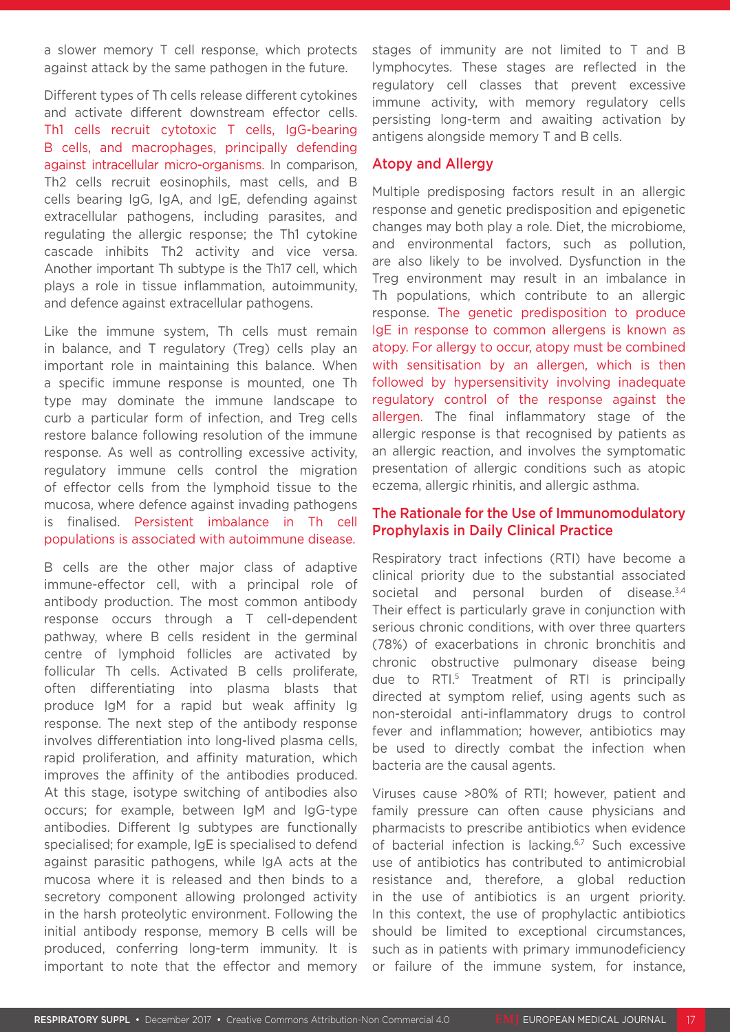a slower memory T cell response, which protects against attack by the same pathogen in the future.

Different types of Th cells release different cytokines and activate different downstream effector cells. Th1 cells recruit cytotoxic T cells, IgG-bearing B cells, and macrophages, principally defending against intracellular micro-organisms. In comparison, Th2 cells recruit eosinophils, mast cells, and B cells bearing IgG, IgA, and IgE, defending against extracellular pathogens, including parasites, and regulating the allergic response; the Th1 cytokine cascade inhibits Th2 activity and vice versa. Another important Th subtype is the Th17 cell, which plays a role in tissue inflammation, autoimmunity, and defence against extracellular pathogens.

Like the immune system, Th cells must remain in balance, and T regulatory (Treg) cells play an important role in maintaining this balance. When a specific immune response is mounted, one Th type may dominate the immune landscape to curb a particular form of infection, and Treg cells restore balance following resolution of the immune response. As well as controlling excessive activity, regulatory immune cells control the migration of effector cells from the lymphoid tissue to the mucosa, where defence against invading pathogens is finalised. Persistent imbalance in Th cell populations is associated with autoimmune disease.

B cells are the other major class of adaptive immune-effector cell, with a principal role of antibody production. The most common antibody response occurs through a T cell-dependent pathway, where B cells resident in the germinal centre of lymphoid follicles are activated by follicular Th cells. Activated B cells proliferate, often differentiating into plasma blasts that produce IgM for a rapid but weak affinity Ig response. The next step of the antibody response involves differentiation into long-lived plasma cells, rapid proliferation, and affinity maturation, which improves the affinity of the antibodies produced. At this stage, isotype switching of antibodies also occurs; for example, between IgM and IgG-type antibodies. Different Ig subtypes are functionally specialised; for example, IgE is specialised to defend against parasitic pathogens, while IgA acts at the mucosa where it is released and then binds to a secretory component allowing prolonged activity in the harsh proteolytic environment. Following the initial antibody response, memory B cells will be produced, conferring long-term immunity. It is important to note that the effector and memory stages of immunity are not limited to T and B lymphocytes. These stages are reflected in the regulatory cell classes that prevent excessive immune activity, with memory regulatory cells persisting long-term and awaiting activation by antigens alongside memory T and B cells.

## Atopy and Allergy

Multiple predisposing factors result in an allergic response and genetic predisposition and epigenetic changes may both play a role. Diet, the microbiome, and environmental factors, such as pollution, are also likely to be involved. Dysfunction in the Treg environment may result in an imbalance in Th populations, which contribute to an allergic response. The genetic predisposition to produce IgE in response to common allergens is known as atopy. For allergy to occur, atopy must be combined with sensitisation by an allergen, which is then followed by hypersensitivity involving inadequate regulatory control of the response against the allergen. The final inflammatory stage of the allergic response is that recognised by patients as an allergic reaction, and involves the symptomatic presentation of allergic conditions such as atopic eczema, allergic rhinitis, and allergic asthma.

## The Rationale for the Use of Immunomodulatory Prophylaxis in Daily Clinical Practice

Respiratory tract infections (RTI) have become a clinical priority due to the substantial associated societal and personal burden of disease.[3,4] Their effect is particularly grave in conjunction with serious chronic conditions, with over three quarters (78%) of exacerbations in chronic bronchitis and chronic obstructive pulmonary disease being due to RTI.[5] Treatment of RTI is principally directed at symptom relief, using agents such as non-steroidal anti-inflammatory drugs to control fever and inflammation; however, antibiotics may be used to directly combat the infection when bacteria are the causal agents.

Viruses cause >80% of RTI; however, patient and family pressure can often cause physicians and pharmacists to prescribe antibiotics when evidence of bacterial infection is lacking.[6,7] Such excessive use of antibiotics has contributed to antimicrobial resistance and, therefore, a global reduction in the use of antibiotics is an urgent priority. In this context, the use of prophylactic antibiotics should be limited to exceptional circumstances, such as in patients with primary immunodeficiency or failure of the immune system, for instance,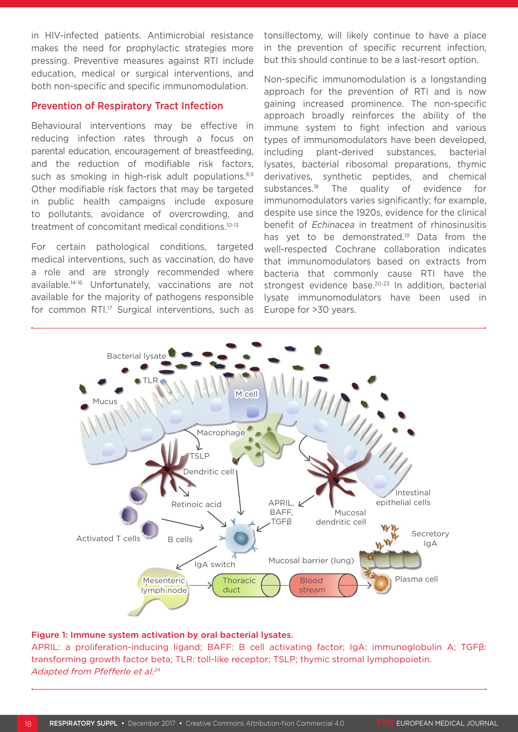in HIV-infected patients. Antimicrobial resistance makes the need for prophylactic strategies more pressing. Preventive measures against RTI include education, medical or surgical interventions, and both non-specific and specific immunomodulation.

## Prevention of Respiratory Tract Infection

Behavioural interventions may be effective in reducing infection rates through a focus on parental education, encouragement of breastfeeding, and the reduction of modifiable risk factors, such as smoking in high-risk adult populations.[8,9] Other modifiable risk factors that may be targeted in public health campaigns include exposure to pollutants, avoidance of overcrowding, and treatment of concomitant medical conditions.[10-13]

For certain pathological conditions, targeted medical interventions, such as vaccination, do have a role and are strongly recommended where available.[14-16] Unfortunately, vaccinations are not available for the majority of pathogens responsible for common RTI.[17] Surgical interventions, such as tonsillectomy, will likely continue to have a place in the prevention of specific recurrent infection, but this should continue to be a last-resort option.

Non-specific immunomodulation is a longstanding approach for the prevention of RTI and is now gaining increased prominence. The non-specific approach broadly reinforces the ability of the immune system to fight infection and various types of immunomodulators have been developed, including plant-derived substances, bacterial lysates, bacterial ribosomal preparations, thymic derivatives, synthetic peptides, and chemical substances.[18] The quality of evidence for immunomodulators varies significantly; for example, despite use since the 1920s, evidence for the clinical benefit of *Echinacea* in treatment of rhinosinusitis has yet to be demonstrated.[19] Data from the well-respected Cochrane collaboration indicates that immunomodulators based on extracts from bacteria that commonly cause RTI have the strongest evidence base.[20-23] In addition, bacterial lysate immunomodulators have been used in Europe for >30 years.

**Figure 1: Immune system activation by oral bacterial lysates.**

APRIL: a proliferation-inducing ligand; BAFF: B cell activating factor; IgA: immunoglobulin A; TGFβ: transforming growth factor beta; TLR: toll-like receptor; TSLP; thymic stromal lymphopoietin.

*Adapted from Pfefferle et al.*[24]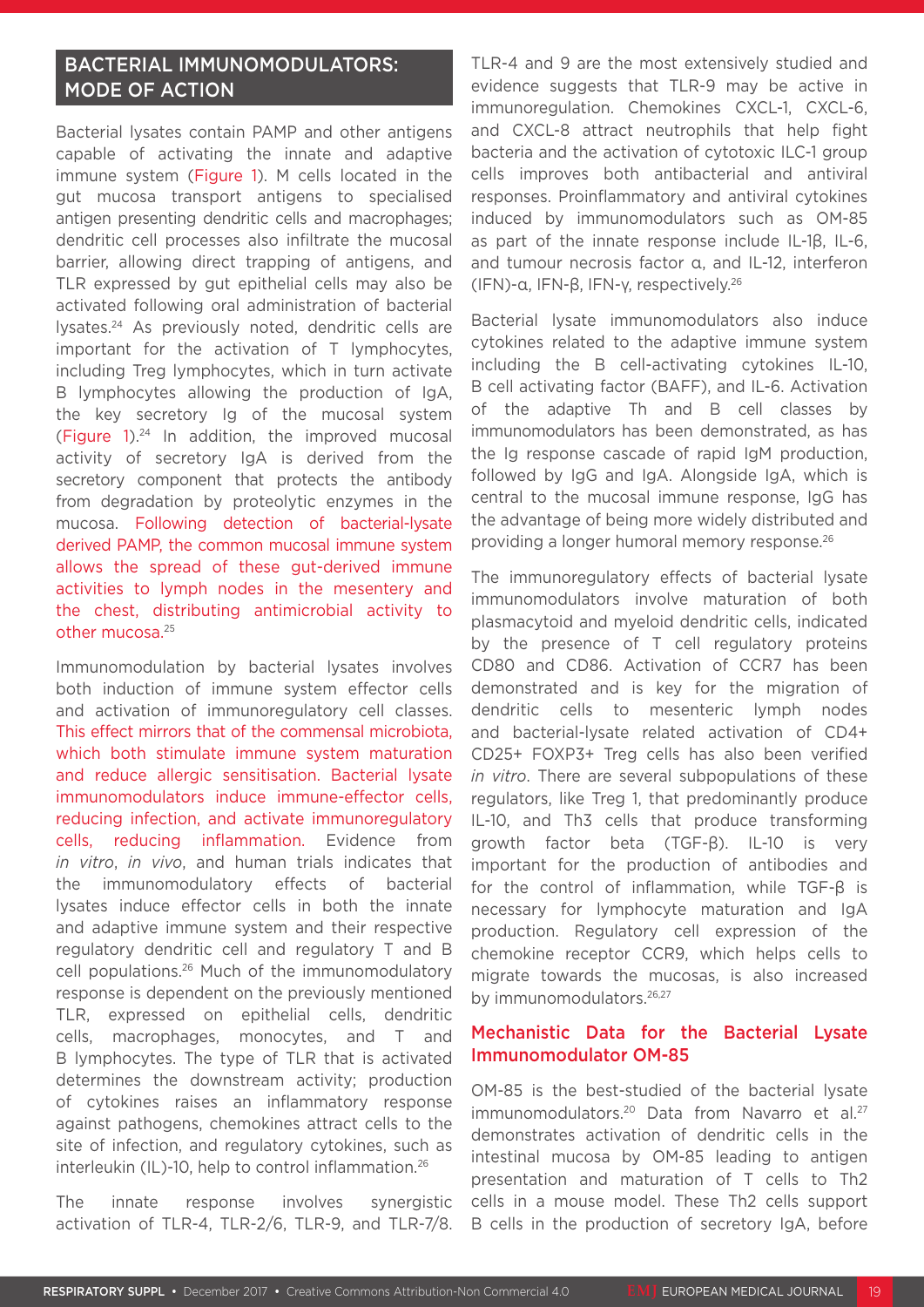## BACTERIAL IMMUNOMODULATORS: MODE OF ACTION

Bacterial lysates contain PAMP and other antigens capable of activating the innate and adaptive immune system (Figure 1). M cells located in the gut mucosa transport antigens to specialised antigen presenting dendritic cells and macrophages; dendritic cell processes also infiltrate the mucosal barrier, allowing direct trapping of antigens, and TLR expressed by gut epithelial cells may also be activated following oral administration of bacterial lysates.[24] As previously noted, dendritic cells are important for the activation of T lymphocytes, including Treg lymphocytes, which in turn activate B lymphocytes allowing the production of IgA, the key secretory Ig of the mucosal system (Figure 1).[24] In addition, the improved mucosal activity of secretory IgA is derived from the secretory component that protects the antibody from degradation by proteolytic enzymes in the mucosa. Following detection of bacterial-lysate derived PAMP, the common mucosal immune system allows the spread of these gut-derived immune activities to lymph nodes in the mesentery and the chest, distributing antimicrobial activity to other mucosa.[25]

Immunomodulation by bacterial lysates involves both induction of immune system effector cells and activation of immunoregulatory cell classes. This effect mirrors that of the commensal microbiota, which both stimulate immune system maturation and reduce allergic sensitisation. Bacterial lysate immunomodulators induce immune-effector cells, reducing infection, and activate immunoregulatory cells, reducing inflammation. Evidence from *in vitro*, *in vivo*, and human trials indicates that the immunomodulatory effects of bacterial lysates induce effector cells in both the innate and adaptive immune system and their respective regulatory dendritic cell and regulatory T and B cell populations.[26] Much of the immunomodulatory response is dependent on the previously mentioned TLR, expressed on epithelial cells, dendritic cells, macrophages, monocytes, and T and B lymphocytes. The type of TLR that is activated determines the downstream activity; production of cytokines raises an inflammatory response against pathogens, chemokines attract cells to the site of infection, and regulatory cytokines, such as interleukin (IL)-10, help to control inflammation.[26]

The innate response involves synergistic activation of TLR-4, TLR-2/6, TLR-9, and TLR-7/8. TLR-4 and 9 are the most extensively studied and evidence suggests that TLR-9 may be active in immunoregulation. Chemokines CXCL-1, CXCL-6, and CXCL-8 attract neutrophils that help fight bacteria and the activation of cytotoxic ILC-1 group cells improves both antibacterial and antiviral responses. Proinflammatory and antiviral cytokines induced by immunomodulators such as OM-85 as part of the innate response include IL-1β, IL-6, and tumour necrosis factor α, and IL-12, interferon (IFN)-α, IFN-β, IFN-γ, respectively.[26]

Bacterial lysate immunomodulators also induce cytokines related to the adaptive immune system including the B cell-activating cytokines IL-10, B cell activating factor (BAFF), and IL-6. Activation of the adaptive Th and B cell classes by immunomodulators has been demonstrated, as has the Ig response cascade of rapid IgM production, followed by IgG and IgA. Alongside IgA, which is central to the mucosal immune response, IgG has the advantage of being more widely distributed and providing a longer humoral memory response.[26]

The immunoregulatory effects of bacterial lysate immunomodulators involve maturation of both plasmacytoid and myeloid dendritic cells, indicated by the presence of T cell regulatory proteins CD80 and CD86. Activation of CCR7 has been demonstrated and is key for the migration of dendritic cells to mesenteric lymph nodes and bacterial-lysate related activation of CD4+ CD25+ FOXP3+ Treg cells has also been verified *in vitro*. There are several subpopulations of these regulators, like Treg 1, that predominantly produce IL-10, and Th3 cells that produce transforming growth factor beta (TGF-β). IL-10 is very important for the production of antibodies and for the control of inflammation, while TGF-β is necessary for lymphocyte maturation and IgA production. Regulatory cell expression of the chemokine receptor CCR9, which helps cells to migrate towards the mucosas, is also increased by immunomodulators.[26,27]

### Mechanistic Data for the Bacterial Lysate Immunomodulator OM-85

OM-85 is the best-studied of the bacterial lysate immunomodulators.[20] Data from Navarro et al.[27] demonstrates activation of dendritic cells in the intestinal mucosa by OM-85 leading to antigen presentation and maturation of T cells to Th2 cells in a mouse model. These Th2 cells support B cells in the production of secretory IgA, before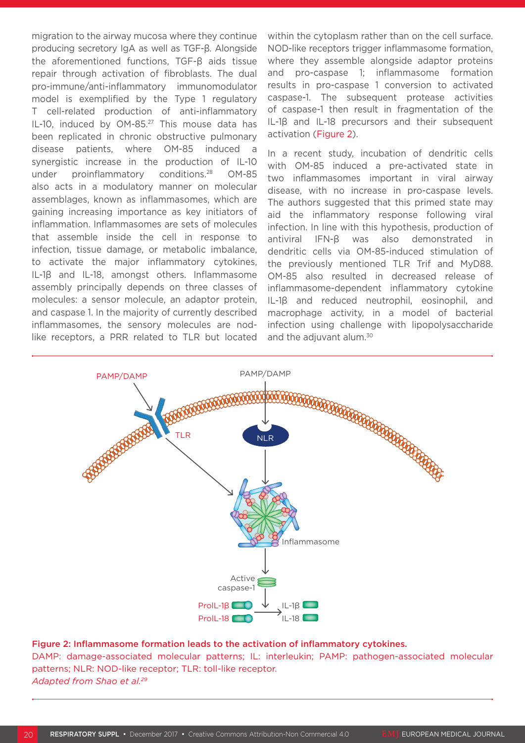migration to the airway mucosa where they continue producing secretory IgA as well as TGF-β. Alongside the aforementioned functions, TGF-β aids tissue repair through activation of fibroblasts. The dual pro-immune/anti-inflammatory immunomodulator model is exemplified by the Type 1 regulatory T cell-related production of anti-inflammatory IL-10, induced by OM-85.[27] This mouse data has been replicated in chronic obstructive pulmonary disease patients, where OM-85 induced a synergistic increase in the production of IL-10 under proinflammatory conditions.[28] OM-85 also acts in a modulatory manner on molecular assemblages, known as inflammasomes, which are gaining increasing importance as key initiators of inflammation. Inflammasomes are sets of molecules that assemble inside the cell in response to infection, tissue damage, or metabolic imbalance, to activate the major inflammatory cytokines, IL-1β and IL-18, amongst others. Inflammasome assembly principally depends on three classes of molecules: a sensor molecule, an adaptor protein, and caspase 1. In the majority of currently described inflammasomes, the sensory molecules are nod-like receptors, a PRR related to TLR but located within the cytoplasm rather than on the cell surface. NOD-like receptors trigger inflammasome formation, where they assemble alongside adaptor proteins and pro-caspase 1; inflammasome formation results in pro-caspase 1 conversion to activated caspase-1. The subsequent protease activities of caspase-1 then result in fragmentation of the IL-1β and IL-18 precursors and their subsequent activation (Figure 2).

In a recent study, incubation of dendritic cells with OM-85 induced a pre-activated state in two inflammasomes important in viral airway disease, with no increase in pro-caspase levels. The authors suggested that this primed state may aid the inflammatory response following viral infection. In line with this hypothesis, production of antiviral IFN-β was also demonstrated in dendritic cells via OM-85-induced stimulation of the previously mentioned TLR Trif and MyD88. OM-85 also resulted in decreased release of inflammasome-dependent inflammatory cytokine IL-1β and reduced neutrophil, eosinophil, and macrophage activity, in a model of bacterial infection using challenge with lipopolysaccharide and the adjuvant alum.[30]

**Figure 2: Inflammasome formation leads to the activation of inflammatory cytokines.**
DAMP: damage-associated molecular patterns; IL: interleukin; PAMP: pathogen-associated molecular patterns; NLR: NOD-like receptor; TLR: toll-like receptor.
*Adapted from Shao et al.[29]*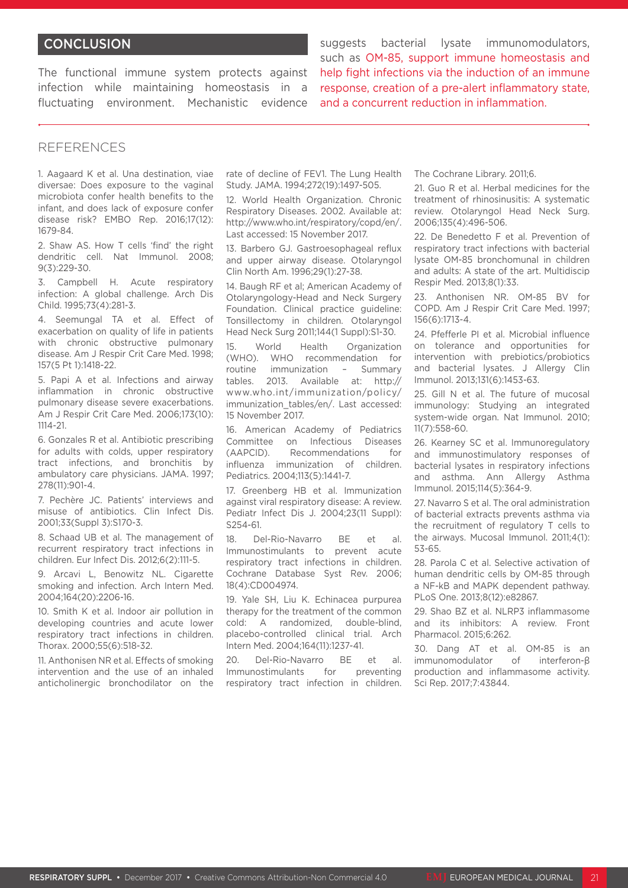## CONCLUSION

The functional immune system protects against infection while maintaining homeostasis in a fluctuating environment. Mechanistic evidence suggests bacterial lysate immunomodulators, such as OM-85, support immune homeostasis and help fight infections via the induction of an immune response, creation of a pre-alert inflammatory state, and a concurrent reduction in inflammation.

## REFERENCES

1. Aagaard K et al. Una destination, viae diversae: Does exposure to the vaginal microbiota confer health benefits to the infant, and does lack of exposure confer disease risk? EMBO Rep. 2016;17(12):1679-84.

2. Shaw AS. How T cells 'find' the right dendritic cell. Nat Immunol. 2008;9(3):229-30.

3. Campbell H. Acute respiratory infection: A global challenge. Arch Dis Child. 1995;73(4):281-3.

4. Seemungal TA et al. Effect of exacerbation on quality of life in patients with chronic obstructive pulmonary disease. Am J Respir Crit Care Med. 1998;157(5 Pt 1):1418-22.

5. Papi A et al. Infections and airway inflammation in chronic obstructive pulmonary disease severe exacerbations. Am J Respir Crit Care Med. 2006;173(10):1114-21.

6. Gonzales R et al. Antibiotic prescribing for adults with colds, upper respiratory tract infections, and bronchitis by ambulatory care physicians. JAMA. 1997;278(11):901-4.

7. Pechère JC. Patients' interviews and misuse of antibiotics. Clin Infect Dis. 2001;33(Suppl 3):S170-3.

8. Schaad UB et al. The management of recurrent respiratory tract infections in children. Eur Infect Dis. 2012;6(2):111-5.

9. Arcavi L, Benowitz NL. Cigarette smoking and infection. Arch Intern Med. 2004;164(20):2206-16.

10. Smith K et al. Indoor air pollution in developing countries and acute lower respiratory tract infections in children. Thorax. 2000;55(6):518-32.

11. Anthonisen NR et al. Effects of smoking intervention and the use of an inhaled anticholinergic bronchodilator on the rate of decline of FEV1. The Lung Health Study. JAMA. 1994;272(19):1497-505.

12. World Health Organization. Chronic Respiratory Diseases. 2002. Available at: http://www.who.int/respiratory/copd/en/. Last accessed: 15 November 2017.

13. Barbero GJ. Gastroesophageal reflux and upper airway disease. Otolaryngol Clin North Am. 1996;29(1):27-38.

14. Baugh RF et al; American Academy of Otolaryngology-Head and Neck Surgery Foundation. Clinical practice guideline: Tonsillectomy in children. Otolaryngol Head Neck Surg 2011;144(1 Suppl):S1-30.

15. World Health Organization (WHO). WHO recommendation for routine immunization – Summary tables. 2013. Available at: http://www.who.int/immunization/policy/immunization_tables/en/. Last accessed: 15 November 2017.

16. American Academy of Pediatrics Committee on Infectious Diseases (AAPCID). Recommendations for influenza immunization of children. Pediatrics. 2004;113(5):1441-7.

17. Greenberg HB et al. Immunization against viral respiratory disease: A review. Pediatr Infect Dis J. 2004;23(11 Suppl):S254-61.

18. Del-Rio-Navarro BE et al. Immunostimulants to prevent acute respiratory tract infections in children. Cochrane Database Syst Rev. 2006;18(4):CD004974.

19. Yale SH, Liu K. Echinacea purpurea therapy for the treatment of the common cold: A randomized, double-blind, placebo-controlled clinical trial. Arch Intern Med. 2004;164(11):1237-41.

20. Del-Rio-Navarro BE et al. Immunostimulants for preventing respiratory tract infection in children. The Cochrane Library. 2011;6.

21. Guo R et al. Herbal medicines for the treatment of rhinosinusitis: A systematic review. Otolaryngol Head Neck Surg. 2006;135(4):496-506.

22. De Benedetto F et al. Prevention of respiratory tract infections with bacterial lysate OM-85 bronchomunal in children and adults: A state of the art. Multidiscip Respir Med. 2013;8(1):33.

23. Anthonisen NR. OM-85 BV for COPD. Am J Respir Crit Care Med. 1997;156(6):1713-4.

24. Pfefferle PI et al. Microbial influence on tolerance and opportunities for intervention with prebiotics/probiotics and bacterial lysates. J Allergy Clin Immunol. 2013;131(6):1453-63.

25. Gill N et al. The future of mucosal immunology: Studying an integrated system-wide organ. Nat Immunol. 2010;11(7):558-60.

26. Kearney SC et al. Immunoregulatory and immunostimulatory responses of bacterial lysates in respiratory infections and asthma. Ann Allergy Asthma Immunol. 2015;114(5):364-9.

27. Navarro S et al. The oral administration of bacterial extracts prevents asthma via the recruitment of regulatory T cells to the airways. Mucosal Immunol. 2011;4(1):53-65.

28. Parola C et al. Selective activation of human dendritic cells by OM-85 through a NF-kB and MAPK dependent pathway. PLoS One. 2013;8(12):e82867.

29. Shao BZ et al. NLRP3 inflammasome and its inhibitors: A review. Front Pharmacol. 2015;6:262.

30. Dang AT et al. OM-85 is an immunomodulator of interferon-β production and inflammasome activity. Sci Rep. 2017;7:43844.